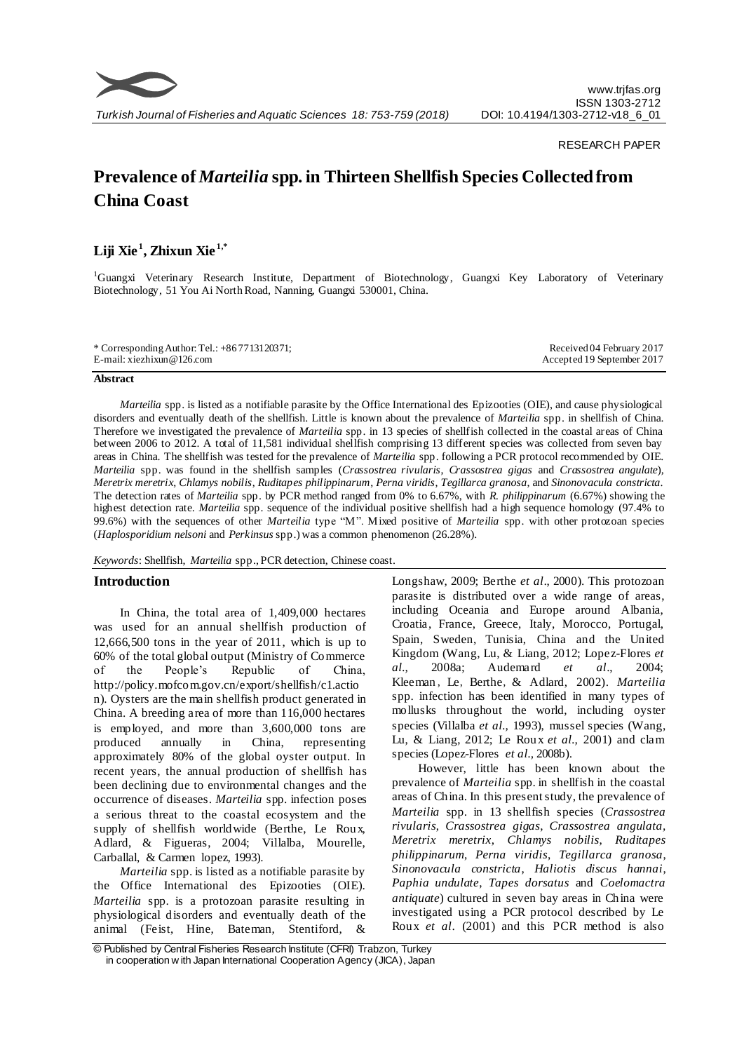RESEARCH PAPER

# Prevalence of *Marteilia* spp. in Thirteen Shellfish Species Collected from China Coast

**Liji Xie[1], Zhixun Xie[1,*]**

[1]Guangxi Veterinary Research Institute, Department of Biotechnology, Guangxi Key Laboratory of Veterinary Biotechnology, 51 You Ai North Road, Nanning, Guangxi 530001, China.

\* Corresponding Author: Tel.: +86 7713120371;
E-mail: xiezhixun@126.com

Received 04 February 2017
Accepted 19 September 2017

**Abstract**

*Marteilia* spp. is listed as a notifiable parasite by the Office International des Epizooties (OIE), and cause physiological disorders and eventually death of the shellfish. Little is known about the prevalence of *Marteilia* spp. in shellfish of China. Therefore we investigated the prevalence of *Marteilia* spp. in 13 species of shellfish collected in the coastal areas of China between 2006 to 2012. A total of 11,581 individual shellfish comprising 13 different species was collected from seven bay areas in China. The shellfish was tested for the prevalence of *Marteilia* spp. following a PCR protocol recommended by OIE. *Marteilia* spp. was found in the shellfish samples (*Crassostrea rivularis*, *Crassostrea gigas* and *Crassostrea angulate*), *Meretrix meretrix*, *Chlamys nobilis*, *Ruditapes philippinarum*, *Perna viridis*, *Tegillarca granosa*, and *Sinonovacula constricta*. The detection rates of *Marteilia* spp. by PCR method ranged from 0% to 6.67%, with *R. philippinarum* (6.67%) showing the highest detection rate. *Marteilia* spp. sequence of the individual positive shellfish had a high sequence homology (97.4% to 99.6%) with the sequences of other *Marteilia* type "M". Mixed positive of *Marteilia* spp. with other protozoan species (*Haplosporidium nelsoni* and *Perkinsus* spp.) was a common phenomenon (26.28%).

*Keywords*: Shellfish, *Marteilia* spp., PCR detection, Chinese coast.

## Introduction

In China, the total area of 1,409,000 hectares was used for an annual shellfish production of 12,666,500 tons in the year of 2011, which is up to 60% of the total global output (Ministry of Commerce of the People's Republic of China, http://policy.mofcom.gov.cn/export/shellfish/c1.action). Oysters are the main shellfish product generated in China. A breeding area of more than 116,000 hectares is employed, and more than 3,600,000 tons are produced annually in China, representing approximately 80% of the global oyster output. In recent years, the annual production of shellfish has been declining due to environmental changes and the occurrence of diseases. *Marteilia* spp. infection poses a serious threat to the coastal ecosystem and the supply of shellfish worldwide (Berthe, Le Roux, Adlard, & Figueras, 2004; Villalba, Mourelle, Carballal, & Carmen lopez, 1993).

*Marteilia* spp. is listed as a notifiable parasite by the Office International des Epizooties (OIE). *Marteilia* spp. is a protozoan parasite resulting in physiological disorders and eventually death of the animal (Feist, Hine, Bateman, Stentiford, & Longshaw, 2009; Berthe *et al*., 2000). This protozoan parasite is distributed over a wide range of areas, including Oceania and Europe around Albania, Croatia, France, Greece, Italy, Morocco, Portugal, Spain, Sweden, Tunisia, China and the United Kingdom (Wang, Lu, & Liang, 2012; Lopez-Flores *et al.,* 2008a; Audemard *et al*., 2004; Kleeman, Le, Berthe, & Adlard, 2002). *Marteilia* spp. infection has been identified in many types of mollusks throughout the world, including oyster species (Villalba *et al*., 1993), mussel species (Wang, Lu, & Liang, 2012; Le Roux *et al*., 2001) and clam species (Lopez-Flores *et al*., 2008b).

However, little has been known about the prevalence of *Marteilia* spp. in shellfish in the coastal areas of China. In this present study, the prevalence of *Marteilia* spp. in 13 shellfish species (*Crassostrea rivularis*, *Crassostrea gigas*, *Crassostrea angulata*, *Meretrix meretrix*, *Chlamys nobilis*, *Ruditapes philippinarum*, *Perna viridis*, *Tegillarca granosa*, *Sinonovacula constricta*, *Haliotis discus hannai*, *Paphia undulate*, *Tapes dorsatus* and *Coelomactra antiquate*) cultured in seven bay areas in China were investigated using a PCR protocol described by Le Roux *et al*. (2001) and this PCR method is also

© Published by Central Fisheries Research Institute (CFRI) Trabzon, Turkey in cooperation with Japan International Cooperation Agency (JICA), Japan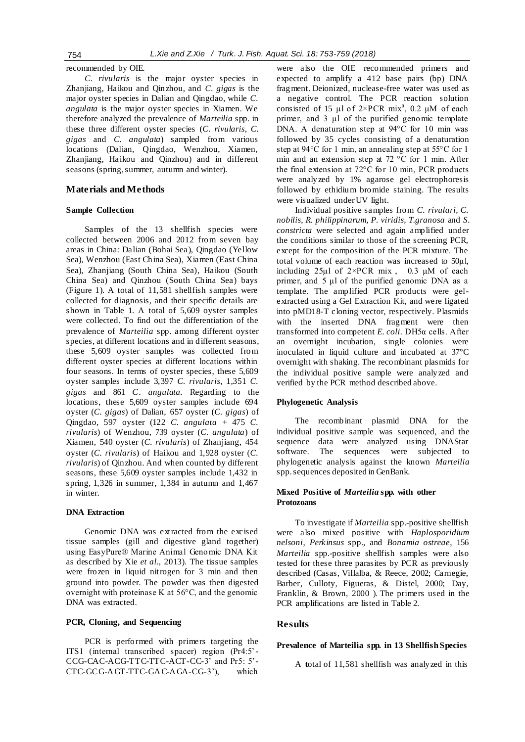recommended by OIE.

*C. rivularis* is the major oyster species in Zhanjiang, Haikou and Qinzhou, and *C. gigas* is the major oyster species in Dalian and Qingdao, while *C. angulata* is the major oyster species in Xiamen. We therefore analyzed the prevalence of *Marteilia* spp. in these three different oyster species (*C. rivularis*, *C. gigas* and *C. angulata*) sampled from various locations (Dalian, Qingdao, Wenzhou, Xiamen, Zhanjiang, Haikou and Qinzhou) and in different seasons (spring, summer, autumn and winter).

## Materials and Methods

### Sample Collection

Samples of the 13 shellfish species were collected between 2006 and 2012 from seven bay areas in China: Dalian (Bohai Sea), Qingdao (Yellow Sea), Wenzhou (East China Sea), Xiamen (East China Sea), Zhanjiang (South China Sea), Haikou (South China Sea) and Qinzhou (South China Sea) bays (Figure 1). A total of 11,581 shellfish samples were collected for diagnosis, and their specific details are shown in Table 1. A total of 5,609 oyster samples were collected. To find out the differentiation of the prevalence of *Marteilia* spp. among different oyster species, at different locations and in different seasons, these 5,609 oyster samples was collected from different oyster species at different locations within four seasons. In terms of oyster species, these 5,609 oyster samples include 3,397 *C. rivularis*, 1,351 *C. gigas* and 861 *C. angulata*. Regarding to the locations, these 5,609 oyster samples include 694 oyster (*C. gigas*) of Dalian, 657 oyster (*C. gigas*) of Qingdao, 597 oyster (122 *C. angulata* + 475 *C. rivularis*) of Wenzhou, 739 oyster (*C. angulata*) of Xiamen, 540 oyster (*C. rivularis*) of Zhanjiang, 454 oyster (*C. rivularis*) of Haikou and 1,928 oyster (*C. rivularis*) of Qinzhou. And when counted by different seasons, these 5,609 oyster samples include 1,432 in spring, 1,326 in summer, 1,384 in autumn and 1,467 in winter.

### DNA Extraction

Genomic DNA was extracted from the excised tissue samples (gill and digestive gland together) using EasyPure® Marine Animal Genomic DNA Kit as described by Xie *et al*., 2013). The tissue samples were frozen in liquid nitrogen for 3 min and then ground into powder. The powder was then digested overnight with proteinase K at 56°C, and the genomic DNA was extracted.

### PCR, Cloning, and Sequencing

PCR is performed with primers targeting the ITS1 (internal transcribed spacer) region (Pr4:5'-CCG-CAC-ACG-TTC-TTC-ACT-CC-3' and Pr5: 5'-CTC-GCG-AGT-TTC-GAC-AGA-CG-3'), which were also the OIE recommended primers and expected to amplify a 412 base pairs (bp) DNA fragment. Deionized, nuclease-free water was used as a negative control. The PCR reaction solution consisted of 15 µl of 2×PCR mix[a], 0.2 µM of each primer, and 3 µl of the purified genomic template DNA. A denaturation step at 94°C for 10 min was followed by 35 cycles consisting of a denaturation step at 94°C for 1 min, an annealing step at 55°C for 1 min and an extension step at 72 °C for 1 min. After the final extension at 72°C for 10 min, PCR products were analyzed by 1% agarose gel electrophoresis followed by ethidium bromide staining. The results were visualized under UV light.

Individual positive samples from *C. rivulari, C. nobilis, R. philippinarum, P. viridis, T.granosa* and *S. constricta* were selected and again amplified under the conditions similar to those of the screening PCR, except for the composition of the PCR mixture. The total volume of each reaction was increased to 50µl, including 25µl of 2×PCR mix , 0.3 µM of each primer, and 5 µl of the purified genomic DNA as a template. The amplified PCR products were gel-extracted using a Gel Extraction Kit, and were ligated into pMD18-T cloning vector, respectively. Plasmids with the inserted DNA fragment were then transformed into competent *E. coli*. DH5α cells. After an overnight incubation, single colonies were inoculated in liquid culture and incubated at 37°C overnight with shaking. The recombinant plasmids for the individual positive sample were analyzed and verified by the PCR method described above.

### Phylogenetic Analysis

The recombinant plasmid DNA for the individual positive sample was sequenced, and the sequence data were analyzed using DNAStar software. The sequences were subjected to phylogenetic analysis against the known *Marteilia* spp. sequences deposited in GenBank.

### Mixed Positive of *Marteilia* spp. with other Protozoans

To investigate if *Marteilia* spp.-positive shellfish were also mixed positive with *Haplosporidium nelsoni*, *Perkinsus* spp., and *Bonamia ostreae*, 156 *Marteilia* spp.-positive shellfish samples were also tested for these three parasites by PCR as previously described (Casas, Villalba, & Reece, 2002; Carnegie, Barber, Culloty, Figueras, & Distel, 2000; Day, Franklin, & Brown, 2000 ). The primers used in the PCR amplifications are listed in Table 2.

## Results

### Prevalence of Marteilia spp. in 13 Shellfish Species

A total of 11,581 shellfish was analyzed in this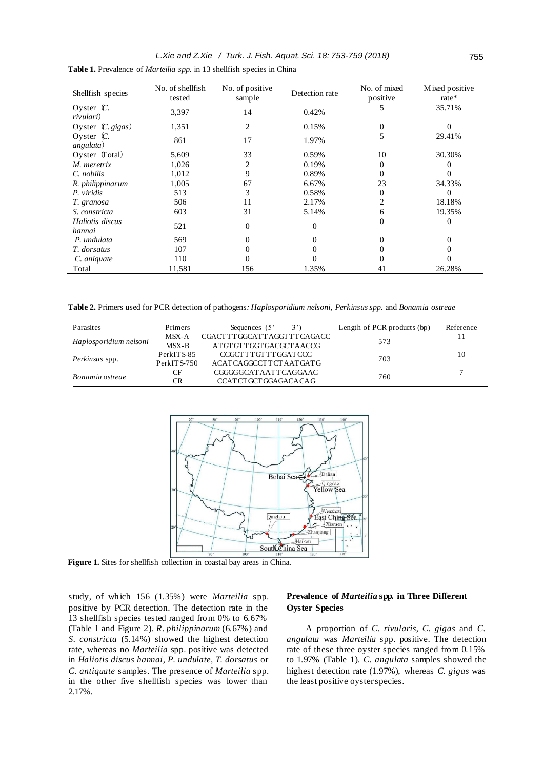**Table 1.** Prevalence of *Marteilia spp.* in 13 shellfish species in China

| Shellfish species | No. of shellfish tested | No. of positive sample | Detection rate | No. of mixed positive | Mixed positive rate* |
|---|---|---|---|---|---|
| Oyster (*C. rivulari*) | 3,397 | 14 | 0.42% | 5 | 35.71% |
| Oyster (*C. gigas*) | 1,351 | 2 | 0.15% | 0 | 0 |
| Oyster (*C. angulata*) | 861 | 17 | 1.97% | 5 | 29.41% |
| Oyster (Total) | 5,609 | 33 | 0.59% | 10 | 30.30% |
| *M. meretrix* | 1,026 | 2 | 0.19% | 0 | 0 |
| *C. nobilis* | 1,012 | 9 | 0.89% | 0 | 0 |
| *R. philippinarum* | 1,005 | 67 | 6.67% | 23 | 34.33% |
| *P. viridis* | 513 | 3 | 0.58% | 0 | 0 |
| *T. granosa* | 506 | 11 | 2.17% | 2 | 18.18% |
| *S. constricta* | 603 | 31 | 5.14% | 6 | 19.35% |
| *Haliotis discus hannai* | 521 | 0 | 0 | 0 | 0 |
| *P. undulata* | 569 | 0 | 0 | 0 | 0 |
| *T. dorsatus* | 107 | 0 | 0 | 0 | 0 |
| *C. aniquate* | 110 | 0 | 0 | 0 | 0 |
| Total | 11,581 | 156 | 1.35% | 41 | 26.28% |

**Table 2.** Primers used for PCR detection of pathogens: *Haplosporidium nelsoni, Perkinsus spp.* and *Bonamia ostreae*

| Parasites | Primers | Sequences (5'—— 3') | Length of PCR products (bp) | Reference |
|---|---|---|---|---|
| *Haplosporidium nelsoni* | MSX-A | CGACTTTGGCATTAGGTTTCAGACC | 573 | 11 |
| | MSX-B | ATGTGTTGGTGACGCTAACCG | | |
| *Perkinsus* spp. | PerkITS-85 | CCGCTTTGTTTGGATCCC | 703 | 10 |
| | PerkITS-750 | ACATCAGGCCTTCTAATGATG | | |
| *Bonamia ostreae* | CF | CGGGGGCATAATTCAGGAAC | 760 | 7 |
| | CR | CCATCTGCTGGAGACACAG | | |

**Figure 1.** Sites for shellfish collection in coastal bay areas in China.

study, of which 156 (1.35%) were *Marteilia* spp. positive by PCR detection. The detection rate in the 13 shellfish species tested ranged from 0% to 6.67% (Table 1 and Figure 2). *R. philippinarum* (6.67%) and *S. constricta* (5.14%) showed the highest detection rate, whereas no *Marteilia* spp. positive was detected in *Haliotis discus hannai, P. undulate, T. dorsatus* or *C. antiquate* samples. The presence of *Marteilia* spp. in the other five shellfish species was lower than 2.17%.

### Prevalence of *Marteilia* spp. in Three Different Oyster Species

A proportion of *C. rivularis*, *C. gigas* and *C. angulata* was *Marteilia* spp. positive. The detection rate of these three oyster species ranged from 0.15% to 1.97% (Table 1). *C. angulata* samples showed the highest detection rate (1.97%), whereas *C. gigas* was the least positive oyster species.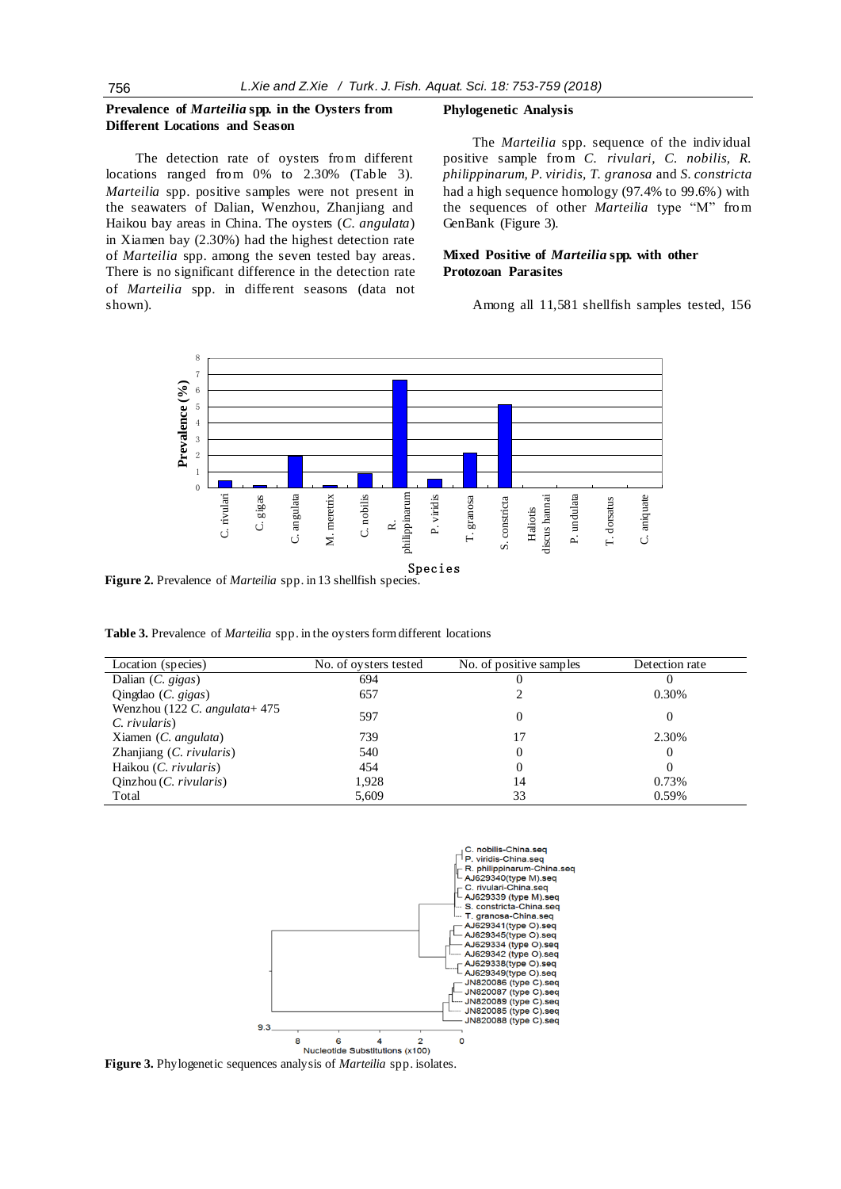## Prevalence of *Marteilia* spp. in the Oysters from Different Locations and Season

The detection rate of oysters from different locations ranged from 0% to 2.30% (Table 3). *Marteilia* spp. positive samples were not present in the seawaters of Dalian, Wenzhou, Zhanjiang and Haikou bay areas in China. The oysters (*C. angulata*) in Xiamen bay (2.30%) had the highest detection rate of *Marteilia* spp. among the seven tested bay areas. There is no significant difference in the detection rate of *Marteilia* spp. in different seasons (data not shown).

## Phylogenetic Analysis

The *Marteilia* spp. sequence of the individual positive sample from *C. rivulari*, *C. nobilis*, *R. philippinarum*, *P. viridis*, *T. granosa* and *S. constricta* had a high sequence homology (97.4% to 99.6%) with the sequences of other *Marteilia* type "M" from GenBank (Figure 3).

## Mixed Positive of *Marteilia* spp. with other Protozoan Parasites

Among all 11,581 shellfish samples tested, 156

**Figure 2.** Prevalence of *Marteilia* spp. in 13 shellfish species.

**Table 3.** Prevalence of *Marteilia* spp. in the oysters form different locations

| Location (species) | No. of oysters tested | No. of positive samples | Detection rate |
|---|---|---|---|
| Dalian (*C. gigas*) | 694 | 0 | 0 |
| Qingdao (*C. gigas*) | 657 | 2 | 0.30% |
| Wenzhou (122 *C. angulata*+ 475 *C. rivularis*) | 597 | 0 | 0 |
| Xiamen (*C. angulata*) | 739 | 17 | 2.30% |
| Zhanjiang (*C. rivularis*) | 540 | 0 | 0 |
| Haikou (*C. rivularis*) | 454 | 0 | 0 |
| Qinzhou (*C. rivularis*) | 1,928 | 14 | 0.73% |
| Total | 5,609 | 33 | 0.59% |

**Figure 3.** Phylogenetic sequences analysis of *Marteilia* spp. isolates.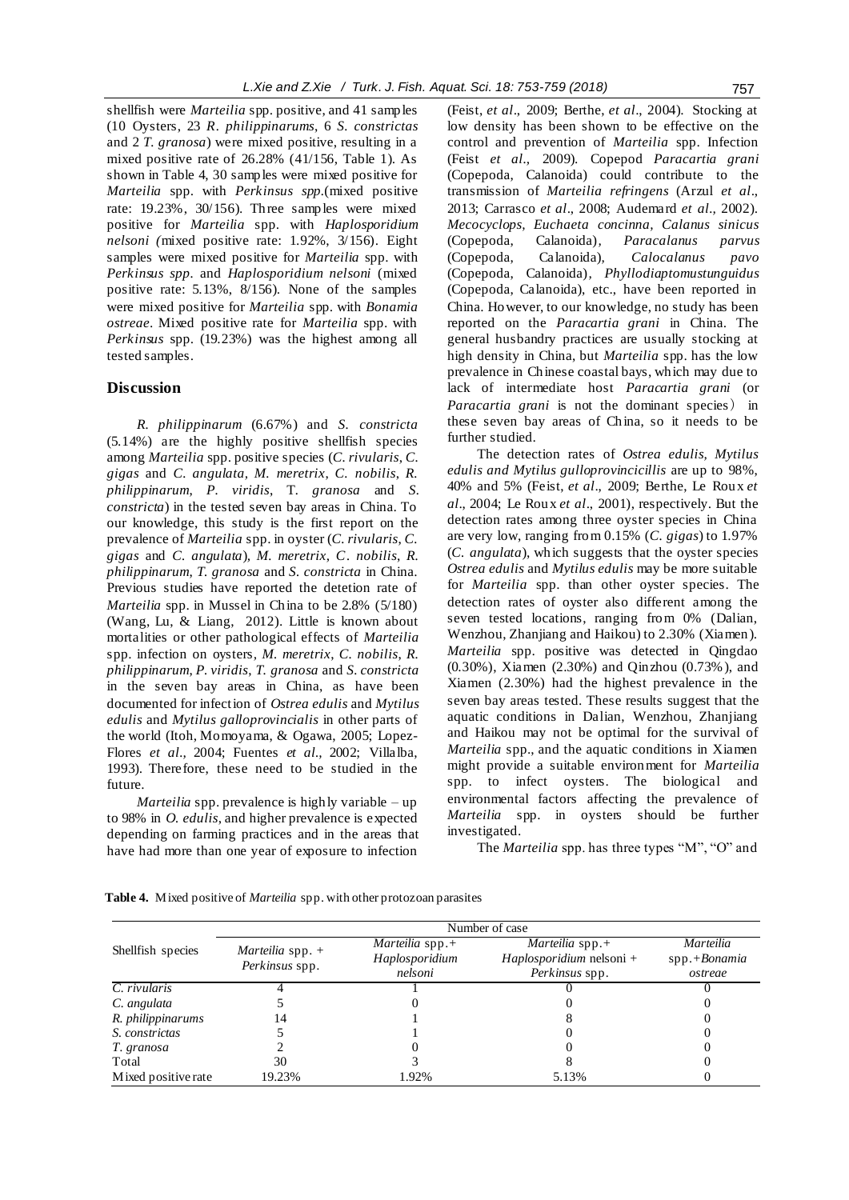shellfish were *Marteilia* spp. positive, and 41 samples (10 Oysters, 23 *R. philippinarums*, 6 *S. constrictas* and 2 *T. granosa*) were mixed positive, resulting in a mixed positive rate of 26.28% (41/156, Table 1). As shown in Table 4, 30 samples were mixed positive for *Marteilia* spp. with *Perkinsus spp.*(mixed positive rate: 19.23%, 30/156). Three samples were mixed positive for *Marteilia* spp. with *Haplosporidium nelsoni (*mixed positive rate: 1.92%, 3/156). Eight samples were mixed positive for *Marteilia* spp. with *Perkinsus spp.* and *Haplosporidium nelsoni* (mixed positive rate: 5.13%, 8/156). None of the samples were mixed positive for *Marteilia* spp. with *Bonamia ostreae*. Mixed positive rate for *Marteilia* spp. with *Perkinsus* spp. (19.23%) was the highest among all tested samples.

## Discussion

*R. philippinarum* (6.67%) and *S. constricta* (5.14%) are the highly positive shellfish species among *Marteilia* spp. positive species (*C. rivularis*, *C. gigas* and *C. angulata*, *M. meretrix*, *C. nobilis*, *R. philippinarum*, *P. viridis*, T. *granosa* and *S. constricta*) in the tested seven bay areas in China. To our knowledge, this study is the first report on the prevalence of *Marteilia* spp. in oyster (*C. rivularis*, *C. gigas* and *C. angulata*), *M. meretrix*, *C. nobilis*, *R. philippinarum*, *T. granosa* and *S. constricta* in China. Previous studies have reported the detetion rate of *Marteilia* spp. in Mussel in China to be 2.8% (5/180) (Wang, Lu, & Liang, 2012). Little is known about mortalities or other pathological effects of *Marteilia* spp. infection on oysters, *M. meretrix*, *C. nobilis*, *R. philippinarum*, *P. viridis*, *T. granosa* and *S. constricta* in the seven bay areas in China, as have been documented for infection of *Ostrea edulis* and *Mytilus edulis* and *Mytilus galloprovincialis* in other parts of the world (Itoh, Momoyama, & Ogawa, 2005; Lopez-Flores *et al.,* 2004; Fuentes *et al.,* 2002; Villalba, 1993). Therefore, these need to be studied in the future.

*Marteilia* spp. prevalence is highly variable – up to 98% in *O. edulis*, and higher prevalence is expected depending on farming practices and in the areas that have had more than one year of exposure to infection (Feist, *et al*., 2009; Berthe, *et al*., 2004). Stocking at low density has been shown to be effective on the control and prevention of *Marteilia* spp. Infection (Feist *et al.,* 2009). Copepod *Paracartia grani* (Copepoda, Calanoida) could contribute to the transmission of *Marteilia refringens* (Arzul *et al*., 2013; Carrasco *et al*., 2008; Audemard *et al*., 2002). *Mecocyclops, Euchaeta concinna, Calanus sinicus* (Copepoda, Calanoida), *Paracalanus parvus* (Copepoda, Calanoida), *Calocalanus pavo* (Copepoda, Calanoida), *Phyllodiaptomustunguidus* (Copepoda, Calanoida), etc., have been reported in China. However, to our knowledge, no study has been reported on the *Paracartia grani* in China. The general husbandry practices are usually stocking at high density in China, but *Marteilia* spp. has the low prevalence in Chinese coastal bays, which may due to lack of intermediate host *Paracartia grani* (or *Paracartia grani* is not the dominant species） in these seven bay areas of China, so it needs to be further studied.

The detection rates of *Ostrea edulis, Mytilus edulis and Mytilus gulloprovincicillis* are up to 98%, 40% and 5% (Feist, *et al*., 2009; Berthe, Le Roux *et al*., 2004; Le Roux *et al*., 2001), respectively. But the detection rates among three oyster species in China are very low, ranging from 0.15% (*C. gigas*) to 1.97% (*C. angulata*), which suggests that the oyster species *Ostrea edulis* and *Mytilus edulis* may be more suitable for *Marteilia* spp. than other oyster species. The detection rates of oyster also different among the seven tested locations, ranging from 0% (Dalian, Wenzhou, Zhanjiang and Haikou) to 2.30% (Xiamen). *Marteilia* spp. positive was detected in Qingdao (0.30%), Xiamen (2.30%) and Qinzhou (0.73%), and Xiamen (2.30%) had the highest prevalence in the seven bay areas tested. These results suggest that the aquatic conditions in Dalian, Wenzhou, Zhanjiang and Haikou may not be optimal for the survival of *Marteilia* spp., and the aquatic conditions in Xiamen might provide a suitable environment for *Marteilia* spp. to infect oysters. The biological and environmental factors affecting the prevalence of *Marteilia* spp. in oysters should be further investigated.

The *Marteilia* spp. has three types "M", "O" and

**Table 4.** Mixed positive of *Marteilia* spp. with other protozoan parasites

| Shellfish species | Number of case | | | |
|---|---|---|---|---|
| | *Marteilia* spp. + *Perkinsus* spp. | *Marteilia* spp.+ *Haplosporidium nelsoni* | *Marteilia* spp.+ *Haplosporidium* nelsoni + *Perkinsus* spp. | *Marteilia* spp.+*Bonamia ostreae* |
| *C. rivularis* | 4 | 1 | 0 | 0 |
| *C. angulata* | 5 | 0 | 0 | 0 |
| *R. philippinarums* | 14 | 1 | 8 | 0 |
| *S. constrictas* | 5 | 1 | 0 | 0 |
| *T. granosa* | 2 | 0 | 0 | 0 |
| Total | 30 | 3 | 8 | 0 |
| Mixed positive rate | 19.23% | 1.92% | 5.13% | 0 |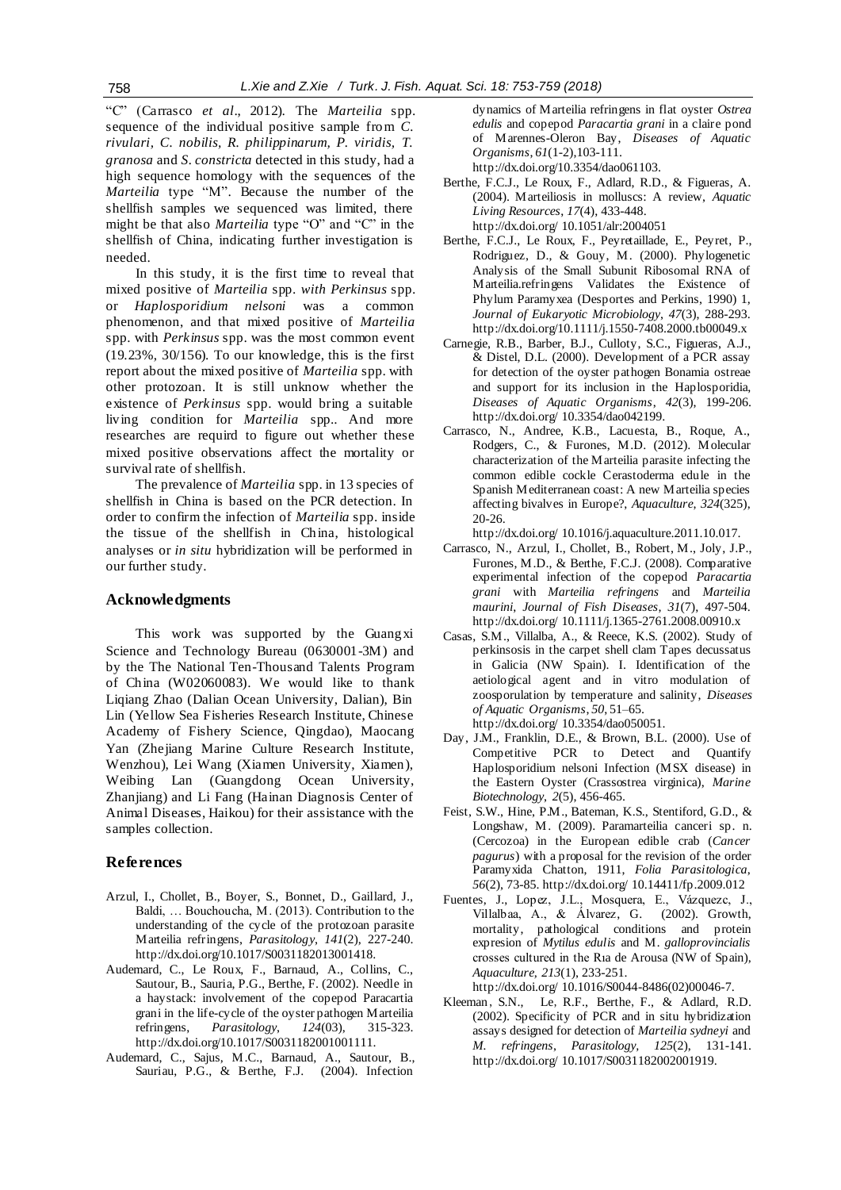"C" (Carrasco *et al*., 2012). The *Marteilia* spp. sequence of the individual positive sample from *C. rivulari, C. nobilis, R. philippinarum, P. viridis, T. granosa* and *S. constricta* detected in this study, had a high sequence homology with the sequences of the *Marteilia* type "M". Because the number of the shellfish samples we sequenced was limited, there might be that also *Marteilia* type "O" and "C" in the shellfish of China, indicating further investigation is needed.

In this study, it is the first time to reveal that mixed positive of *Marteilia* spp. *with Perkinsus* spp. or *Haplosporidium nelsoni* was a common phenomenon, and that mixed positive of *Marteilia* spp. with *Perkinsus* spp. was the most common event (19.23%, 30/156). To our knowledge, this is the first report about the mixed positive of *Marteilia* spp. with other protozoan. It is still unknow whether the existence of *Perkinsus* spp. would bring a suitable living condition for *Marteilia* spp.. And more researches are requird to figure out whether these mixed positive observations affect the mortality or survival rate of shellfish.

The prevalence of *Marteilia* spp. in 13 species of shellfish in China is based on the PCR detection. In order to confirm the infection of *Marteilia* spp. inside the tissue of the shellfish in China, histological analyses or *in situ* hybridization will be performed in our further study.

## Acknowledgments

This work was supported by the Guangxi Science and Technology Bureau (0630001-3M) and by the The National Ten-Thousand Talents Program of China (W02060083). We would like to thank Liqiang Zhao (Dalian Ocean University, Dalian), Bin Lin (Yellow Sea Fisheries Research Institute, Chinese Academy of Fishery Science, Qingdao), Maocang Yan (Zhejiang Marine Culture Research Institute, Wenzhou), Lei Wang (Xiamen University, Xiamen), Weibing Lan (Guangdong Ocean University, Zhanjiang) and Li Fang (Hainan Diagnosis Center of Animal Diseases, Haikou) for their assistance with the samples collection.

## References

Arzul, I., Chollet, B., Boyer, S., Bonnet, D., Gaillard, J., Baldi, … Bouchoucha, M. (2013). Contribution to the understanding of the cycle of the protozoan parasite Marteilia refringens, *Parasitology*, *141*(2), 227-240. http://dx.doi.org/10.1017/S0031182013001418.

Audemard, C., Le Roux, F., Barnaud, A., Collins, C., Sautour, B., Sauria, P.G., Berthe, F. (2002). Needle in a haystack: involvement of the copepod Paracartia grani in the life-cycle of the oyster pathogen Marteilia refringens, *Parasitology*, *124*(03), 315-323. http://dx.doi.org/10.1017/S0031182001001111.

Audemard, C., Sajus, M.C., Barnaud, A., Sautour, B., Sauriau, P.G., & Berthe, F.J. (2004). Infection dynamics of Marteilia refringens in flat oyster *Ostrea edulis* and copepod *Paracartia grani* in a claire pond of Marennes-Oleron Bay, *Diseases of Aquatic Organisms*, *61*(1-2),103-111. http://dx.doi.org/10.3354/dao061103.

Berthe, F.C.J., Le Roux, F., Adlard, R.D., & Figueras, A. (2004). Marteiliosis in molluscs: A review, *Aquatic Living Resources*, *17*(4), 433-448. http://dx.doi.org/ 10.1051/alr:2004051

Berthe, F.C.J., Le Roux, F., Peyretaillade, E., Peyret, P., Rodriguez, D., & Gouy, M. (2000). Phylogenetic Analysis of the Small Subunit Ribosomal RNA of Marteilia.refringens Validates the Existence of Phylum Paramyxea (Desportes and Perkins, 1990) 1, *Journal of Eukaryotic Microbiology*, *47*(3), 288-293. http://dx.doi.org/10.1111/j.1550-7408.2000.tb00049.x

Carnegie, R.B., Barber, B.J., Culloty, S.C., Figueras, A.J., & Distel, D.L. (2000). Development of a PCR assay for detection of the oyster pathogen Bonamia ostreae and support for its inclusion in the Haplosporidia, *Diseases of Aquatic Organisms*, *42*(3), 199-206. http://dx.doi.org/ 10.3354/dao042199.

Carrasco, N., Andree, K.B., Lacuesta, B., Roque, A., Rodgers, C., & Furones, M.D. (2012). Molecular characterization of the Marteilia parasite infecting the common edible cockle Cerastoderma edule in the Spanish Mediterranean coast: A new Marteilia species affecting bivalves in Europe?, *Aquaculture*, *324*(325), 20-26. http://dx.doi.org/ 10.1016/j.aquaculture.2011.10.017.

Carrasco, N., Arzul, I., Chollet, B., Robert, M., Joly, J.P., Furones, M.D., & Berthe, F.C.J. (2008). Comparative experimental infection of the copepod *Paracartia grani* with *Marteilia refringens* and *Marteilia maurini*, *Journal of Fish Diseases*, *31*(7), 497-504. http://dx.doi.org/ 10.1111/j.1365-2761.2008.00910.x

Casas, S.M., Villalba, A., & Reece, K.S. (2002). Study of perkinsosis in the carpet shell clam Tapes decussatus in Galicia (NW Spain). I. Identification of the aetiological agent and in vitro modulation of zoosporulation by temperature and salinity, *Diseases of Aquatic Organisms*, *50*, 51–65. http://dx.doi.org/ 10.3354/dao050051.

Day, J.M., Franklin, D.E., & Brown, B.L. (2000). Use of Competitive PCR to Detect and Quantify Haplosporidium nelsoni Infection (MSX disease) in the Eastern Oyster (Crassostrea virginica), *Marine Biotechnology*, *2*(5), 456-465.

Feist, S.W., Hine, P.M., Bateman, K.S., Stentiford, G.D., & Longshaw, M. (2009). Paramarteilia canceri sp. n. (Cercozoa) in the European edible crab (*Cancer pagurus*) with a proposal for the revision of the order Paramyxida Chatton, 1911, *Folia Parasitologica*, *56*(2), 73-85. http://dx.doi.org/ 10.14411/fp.2009.012

Fuentes, J., Lopez, J.L., Mosquera, E., Vázquezc, J., Villalbaa, A., & Álvarez, G. (2002). Growth, mortality, pathological conditions and protein expresion of *Mytilus edulis* and M. *galloprovincialis* crosses cultured in the Rıa de Arousa (NW of Spain), *Aquaculture*, *213*(1), 233-251. http://dx.doi.org/ 10.1016/S0044-8486(02)00046-7.

Kleeman, S.N., Le, R.F., Berthe, F., & Adlard, R.D. (2002). Specificity of PCR and in situ hybridization assays designed for detection of *Marteilia sydneyi* and *M. refringens*, *Parasitology*, *125*(2), 131-141. http://dx.doi.org/ 10.1017/S0031182002001919.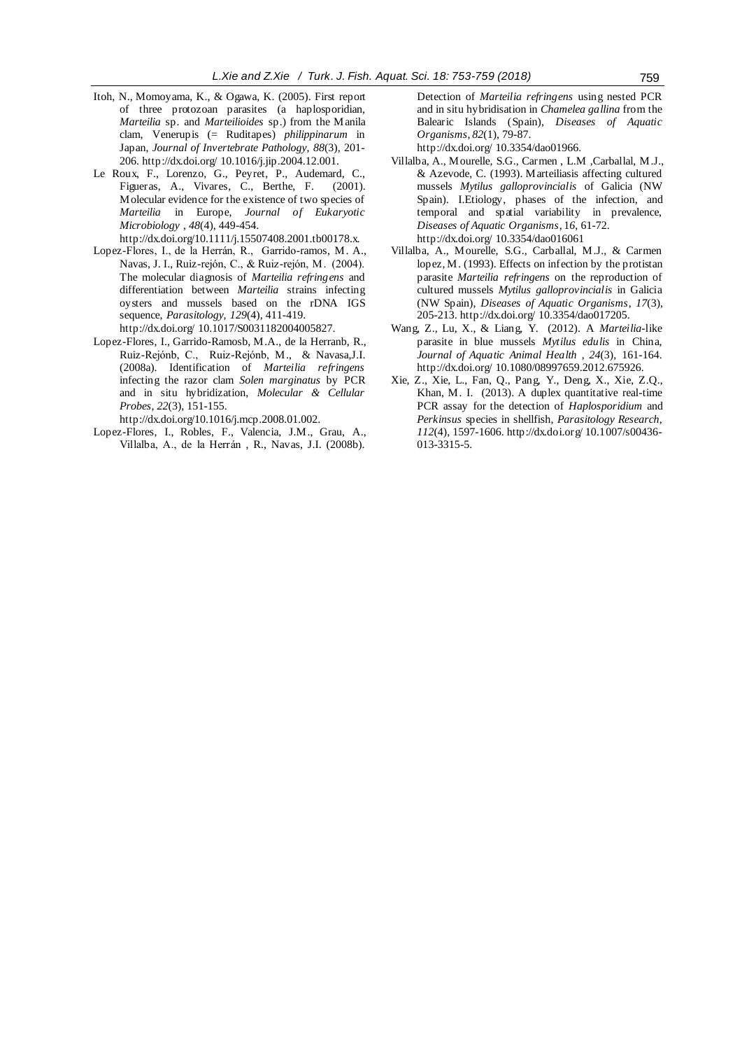Itoh, N., Momoyama, K., & Ogawa, K. (2005). First report of three protozoan parasites (a haplosporidian, *Marteilia* sp. and *Marteilioides* sp.) from the Manila clam, Venerupis (= Ruditapes) *philippinarum* in Japan, *Journal of Invertebrate Pathology*, *88*(3), 201-206. http://dx.doi.org/ 10.1016/j.jip.2004.12.001.

Le Roux, F., Lorenzo, G., Peyret, P., Audemard, C., Figueras, A., Vivares, C., Berthe, F. (2001). Molecular evidence for the existence of two species of *Marteilia* in Europe, *Journal of Eukaryotic Microbiology* , *48*(4), 449-454. http://dx.doi.org/10.1111/j.15507408.2001.tb00178.x.

Lopez-Flores, I., de la Herrán, R., Garrido-ramos, M. A., Navas, J. I., Ruiz-rejón, C., & Ruiz-rejón, M. (2004). The molecular diagnosis of *Marteilia refringens* and differentiation between *Marteilia* strains infecting oysters and mussels based on the rDNA IGS sequence, *Parasitology, 129*(4), 411-419. http://dx.doi.org/ 10.1017/S0031182004005827.

Lopez-Flores, I., Garrido-Ramosb, M.A., de la Herranb, R., Ruiz-Rejónb, C., Ruiz-Rejónb, M., & Navasa,J.I. (2008a). Identification of *Marteilia refringens* infecting the razor clam *Solen marginatus* by PCR and in situ hybridization, *Molecular & Cellular Probes*, *22*(3), 151-155. http://dx.doi.org/10.1016/j.mcp.2008.01.002.

Lopez-Flores, I., Robles, F., Valencia, J.M., Grau, A., Villalba, A., de la Herrán , R., Navas, J.I. (2008b). Detection of *Marteilia refringens* using nested PCR and in situ hybridisation in *Chamelea gallina* from the Balearic Islands (Spain), *Diseases of Aquatic Organisms*, *82*(1), 79-87. http://dx.doi.org/ 10.3354/dao01966.

Villalba, A., Mourelle, S.G., Carmen , L.M ,Carballal, M.J., & Azevode, C. (1993). Marteiliasis affecting cultured mussels *Mytilus galloprovincialis* of Galicia (NW Spain). I.Etiology, phases of the infection, and temporal and spatial variability in prevalence, *Diseases of Aquatic Organisms*, 16, 61-72. http://dx.doi.org/ 10.3354/dao016061

Villalba, A., Mourelle, S.G., Carballal, M.J., & Carmen lopez, M. (1993). Effects on infection by the protistan parasite *Marteilia refringens* on the reproduction of cultured mussels *Mytilus galloprovincialis* in Galicia (NW Spain), *Diseases of Aquatic Organisms*, *17*(3), 205-213. http://dx.doi.org/ 10.3354/dao017205.

Wang, Z., Lu, X., & Liang, Y. (2012). A *Marteilia*-like parasite in blue mussels *Mytilus edulis* in China, *Journal of Aquatic Animal Health* , *24*(3), 161-164. http://dx.doi.org/ 10.1080/08997659.2012.675926.

Xie, Z., Xie, L., Fan, Q., Pang, Y., Deng, X., Xie, Z.Q., Khan, M. I. (2013). A duplex quantitative real-time PCR assay for the detection of *Haplosporidium* and *Perkinsus* species in shellfish, *Parasitology Research*, *112*(4), 1597-1606. http://dx.doi.org/ 10.1007/s00436-013-3315-5.